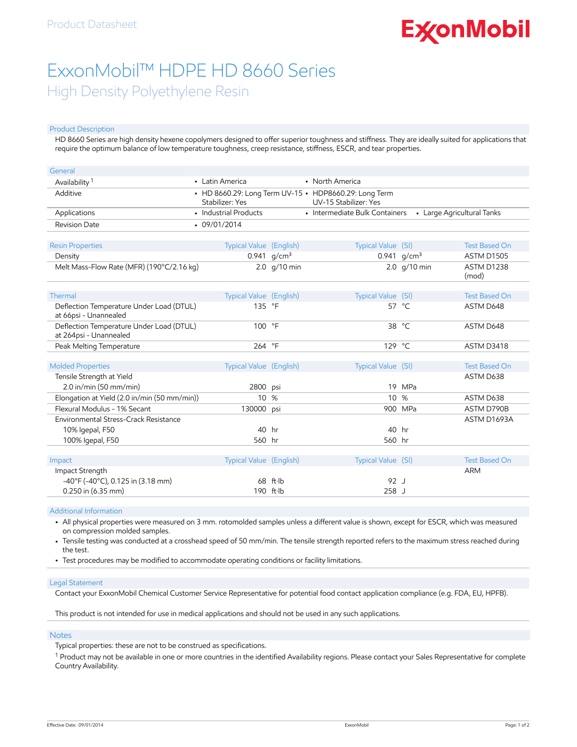Product Datasheet

# ExxonMobil™ HDPE HD 8660 Series

## High Density Polyethylene Resin

### Product Description

HD 8660 Series are high density hexene copolymers designed to offer superior toughness and stiffness. They are ideally suited for applications that require the optimum balance of low temperature toughness, creep resistance, stiffness, ESCR, and tear properties.

| General | | | |
|---|---|---|---|
| Availability [1] | • Latin America | • North America | |
| Additive | • HD 8660.29: Long Term UV-15 Stabilizer: Yes | • HDP8660.29: Long Term UV-15 Stabilizer: Yes | |
| Applications | • Industrial Products | • Intermediate Bulk Containers | • Large Agricultural Tanks |
| Revision Date | • 09/01/2014 | | |

| Resin Properties | Typical Value | (English) | Typical Value | (SI) | Test Based On |
|---|---|---|---|---|---|
| Density | 0.941 | g/cm³ | 0.941 | g/cm³ | ASTM D1505 |
| Melt Mass-Flow Rate (MFR) (190°C/2.16 kg) | 2.0 | g/10 min | 2.0 | g/10 min | ASTM D1238 (mod) |

| Thermal | Typical Value | (English) | Typical Value | (SI) | Test Based On |
|---|---|---|---|---|---|
| Deflection Temperature Under Load (DTUL) at 66psi - Unannealed | 135 | °F | 57 | °C | ASTM D648 |
| Deflection Temperature Under Load (DTUL) at 264psi - Unannealed | 100 | °F | 38 | °C | ASTM D648 |
| Peak Melting Temperature | 264 | °F | 129 | °C | ASTM D3418 |

| Molded Properties | Typical Value | (English) | Typical Value | (SI) | Test Based On |
|---|---|---|---|---|---|
| Tensile Strength at Yield | | | | | ASTM D638 |
| 2.0 in/min (50 mm/min) | 2800 | psi | 19 | MPa | |
| Elongation at Yield (2.0 in/min (50 mm/min)) | 10 | % | 10 | % | ASTM D638 |
| Flexural Modulus - 1% Secant | 130000 | psi | 900 | MPa | ASTM D790B |
| Environmental Stress-Crack Resistance | | | | | ASTM D1693A |
| 10% Igepal, F50 | 40 | hr | 40 | hr | |
| 100% Igepal, F50 | 560 | hr | 560 | hr | |

| Impact | Typical Value | (English) | Typical Value | (SI) | Test Based On |
|---|---|---|---|---|---|
| Impact Strength | | | | | ARM |
| -40°F (-40°C), 0.125 in (3.18 mm) | 68 | ft·lb | 92 | J | |
| 0.250 in (6.35 mm) | 190 | ft·lb | 258 | J | |

### Additional Information

- All physical properties were measured on 3 mm. rotomolded samples unless a different value is shown, except for ESCR, which was measured on compression molded samples.
- Tensile testing was conducted at a crosshead speed of 50 mm/min. The tensile strength reported refers to the maximum stress reached during the test.
- Test procedures may be modified to accommodate operating conditions or facility limitations.

### Legal Statement

Contact your ExxonMobil Chemical Customer Service Representative for potential food contact application compliance (e.g. FDA, EU, HPFB).

This product is not intended for use in medical applications and should not be used in any such applications.

### Notes

Typical properties: these are not to be construed as specifications.

[1] Product may not be available in one or more countries in the identified Availability regions. Please contact your Sales Representative for complete Country Availability.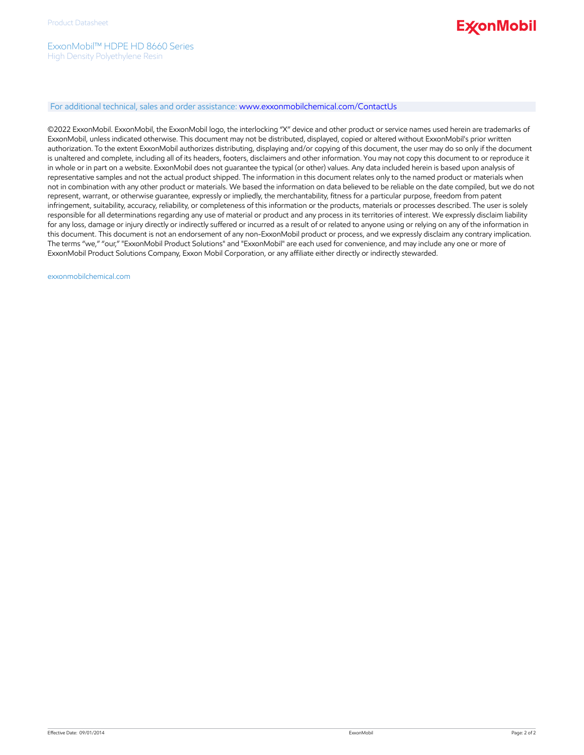For additional technical, sales and order assistance: www.exxonmobilchemical.com/ContactUs

©2022 ExxonMobil. ExxonMobil, the ExxonMobil logo, the interlocking "X" device and other product or service names used herein are trademarks of ExxonMobil, unless indicated otherwise. This document may not be distributed, displayed, copied or altered without ExxonMobil's prior written authorization. To the extent ExxonMobil authorizes distributing, displaying and/or copying of this document, the user may do so only if the document is unaltered and complete, including all of its headers, footers, disclaimers and other information. You may not copy this document to or reproduce it in whole or in part on a website. ExxonMobil does not guarantee the typical (or other) values. Any data included herein is based upon analysis of representative samples and not the actual product shipped. The information in this document relates only to the named product or materials when not in combination with any other product or materials. We based the information on data believed to be reliable on the date compiled, but we do not represent, warrant, or otherwise guarantee, expressly or impliedly, the merchantability, fitness for a particular purpose, freedom from patent infringement, suitability, accuracy, reliability, or completeness of this information or the products, materials or processes described. The user is solely responsible for all determinations regarding any use of material or product and any process in its territories of interest. We expressly disclaim liability for any loss, damage or injury directly or indirectly suffered or incurred as a result of or related to anyone using or relying on any of the information in this document. This document is not an endorsement of any non-ExxonMobil product or process, and we expressly disclaim any contrary implication. The terms "we," "our," "ExxonMobil Product Solutions" and "ExxonMobil" are each used for convenience, and may include any one or more of ExxonMobil Product Solutions Company, Exxon Mobil Corporation, or any affiliate either directly or indirectly stewarded.

exxonmobilchemical.com